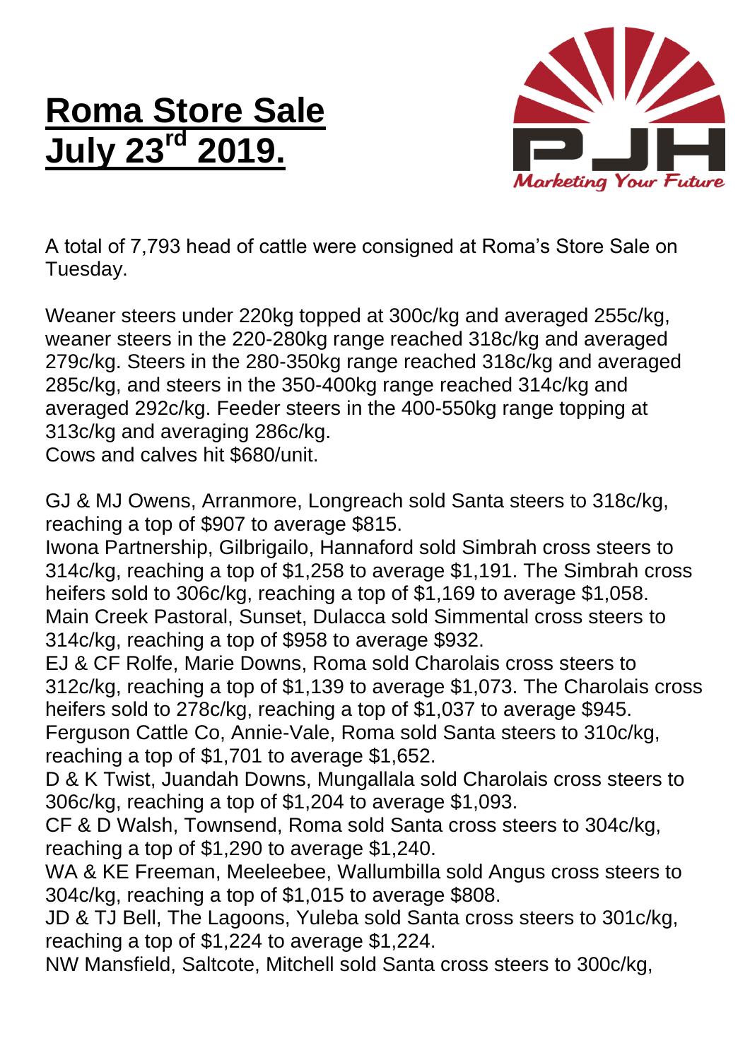# Roma Store Sale July 23[rd] 2019.

A total of 7,793 head of cattle were consigned at Roma's Store Sale on Tuesday.

Weaner steers under 220kg topped at 300c/kg and averaged 255c/kg, weaner steers in the 220-280kg range reached 318c/kg and averaged 279c/kg. Steers in the 280-350kg range reached 318c/kg and averaged 285c/kg, and steers in the 350-400kg range reached 314c/kg and averaged 292c/kg. Feeder steers in the 400-550kg range topping at 313c/kg and averaging 286c/kg.
Cows and calves hit $680/unit.

GJ & MJ Owens, Arranmore, Longreach sold Santa steers to 318c/kg, reaching a top of $907 to average $815.
Iwona Partnership, Gilbrigailo, Hannaford sold Simbrah cross steers to 314c/kg, reaching a top of $1,258 to average $1,191. The Simbrah cross heifers sold to 306c/kg, reaching a top of $1,169 to average $1,058.
Main Creek Pastoral, Sunset, Dulacca sold Simmental cross steers to 314c/kg, reaching a top of $958 to average $932.
EJ & CF Rolfe, Marie Downs, Roma sold Charolais cross steers to 312c/kg, reaching a top of $1,139 to average $1,073. The Charolais cross heifers sold to 278c/kg, reaching a top of $1,037 to average $945.
Ferguson Cattle Co, Annie-Vale, Roma sold Santa steers to 310c/kg, reaching a top of $1,701 to average $1,652.
D & K Twist, Juandah Downs, Mungallala sold Charolais cross steers to 306c/kg, reaching a top of $1,204 to average $1,093.
CF & D Walsh, Townsend, Roma sold Santa cross steers to 304c/kg, reaching a top of $1,290 to average $1,240.
WA & KE Freeman, Meeleebee, Wallumbilla sold Angus cross steers to 304c/kg, reaching a top of $1,015 to average $808.
JD & TJ Bell, The Lagoons, Yuleba sold Santa cross steers to 301c/kg, reaching a top of $1,224 to average $1,224.
NW Mansfield, Saltcote, Mitchell sold Santa cross steers to 300c/kg,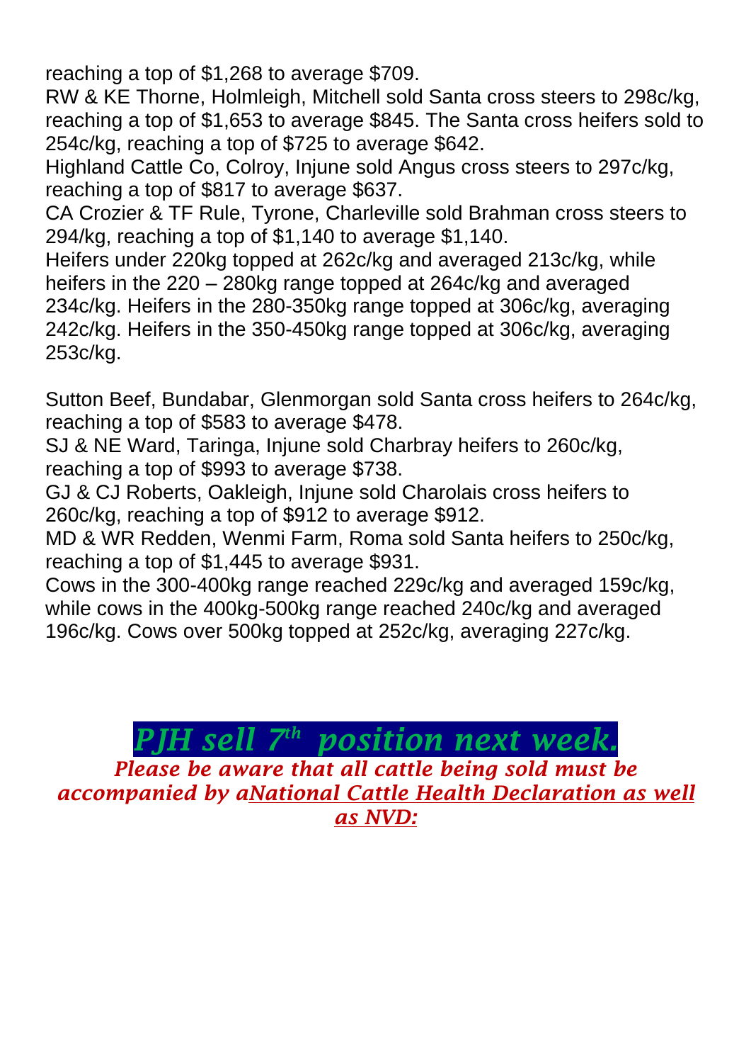reaching a top of $1,268 to average $709.
RW & KE Thorne, Holmleigh, Mitchell sold Santa cross steers to 298c/kg, reaching a top of $1,653 to average $845. The Santa cross heifers sold to 254c/kg, reaching a top of $725 to average $642.
Highland Cattle Co, Colroy, Injune sold Angus cross steers to 297c/kg, reaching a top of $817 to average $637.
CA Crozier & TF Rule, Tyrone, Charleville sold Brahman cross steers to 294/kg, reaching a top of $1,140 to average $1,140.
Heifers under 220kg topped at 262c/kg and averaged 213c/kg, while heifers in the 220 – 280kg range topped at 264c/kg and averaged 234c/kg. Heifers in the 280-350kg range topped at 306c/kg, averaging 242c/kg. Heifers in the 350-450kg range topped at 306c/kg, averaging 253c/kg.

Sutton Beef, Bundabar, Glenmorgan sold Santa cross heifers to 264c/kg, reaching a top of $583 to average $478.
SJ & NE Ward, Taringa, Injune sold Charbray heifers to 260c/kg, reaching a top of $993 to average $738.
GJ & CJ Roberts, Oakleigh, Injune sold Charolais cross heifers to 260c/kg, reaching a top of $912 to average $912.
MD & WR Redden, Wenmi Farm, Roma sold Santa heifers to 250c/kg, reaching a top of $1,445 to average $931.
Cows in the 300-400kg range reached 229c/kg and averaged 159c/kg, while cows in the 400kg-500kg range reached 240c/kg and averaged 196c/kg. Cows over 500kg topped at 252c/kg, averaging 227c/kg.

***PJH sell 7th position next week.***

***Please be aware that all cattle being sold must be accompanied by aNational Cattle Health Declaration as well as NVD:***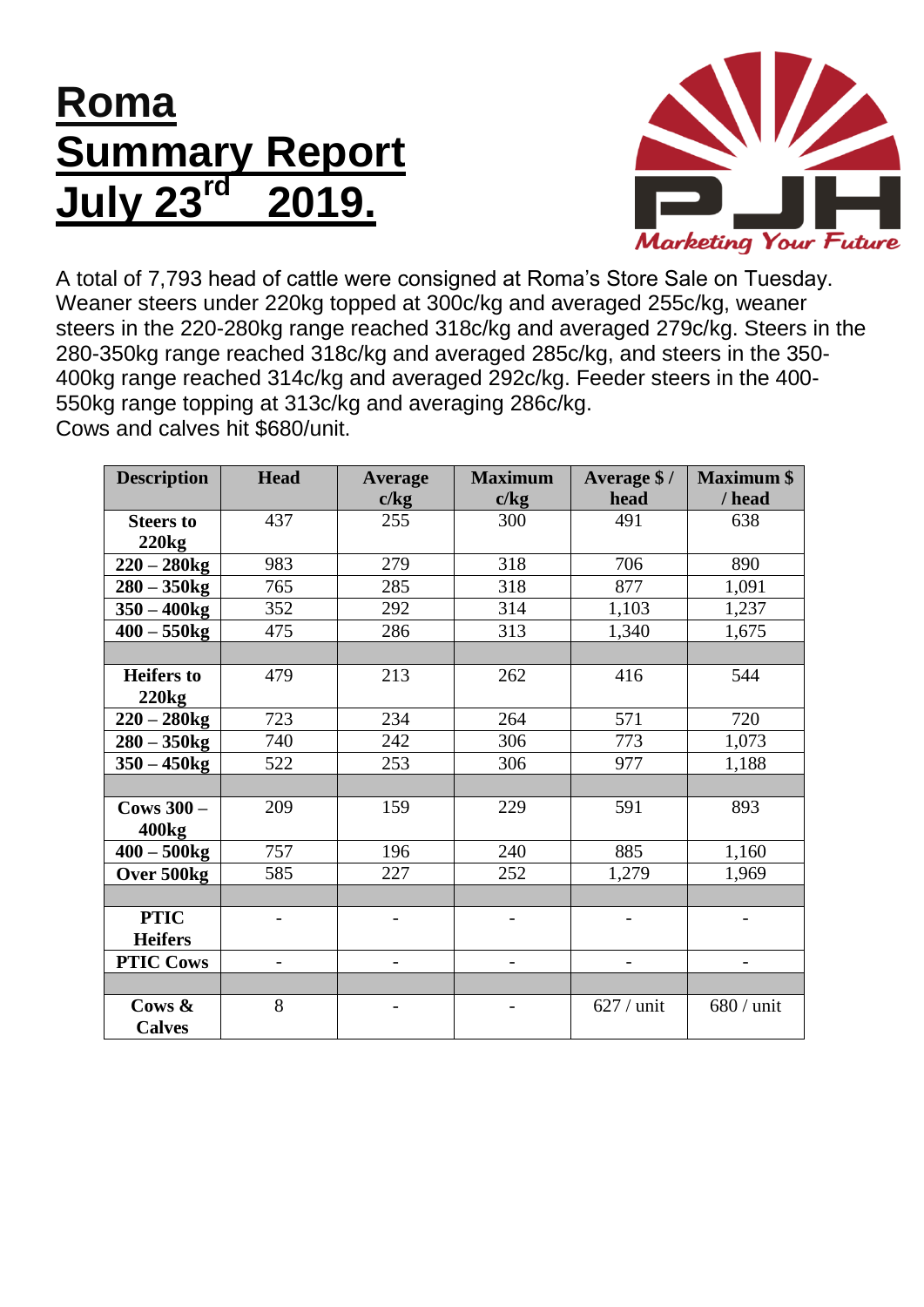# Roma Summary Report July 23rd 2019.

PJH

*Marketing Your Future*

A total of 7,793 head of cattle were consigned at Roma's Store Sale on Tuesday. Weaner steers under 220kg topped at 300c/kg and averaged 255c/kg, weaner steers in the 220-280kg range reached 318c/kg and averaged 279c/kg. Steers in the 280-350kg range reached 318c/kg and averaged 285c/kg, and steers in the 350-400kg range reached 314c/kg and averaged 292c/kg. Feeder steers in the 400-550kg range topping at 313c/kg and averaging 286c/kg.
Cows and calves hit $680/unit.

| Description | Head | Average c/kg | Maximum c/kg | Average $ / head | Maximum $ / head |
|---|---|---|---|---|---|
| **Steers to 220kg** | 437 | 255 | 300 | 491 | 638 |
| **220 – 280kg** | 983 | 279 | 318 | 706 | 890 |
| **280 – 350kg** | 765 | 285 | 318 | 877 | 1,091 |
| **350 – 400kg** | 352 | 292 | 314 | 1,103 | 1,237 |
| **400 – 550kg** | 475 | 286 | 313 | 1,340 | 1,675 |
| | | | | | |
| **Heifers to 220kg** | 479 | 213 | 262 | 416 | 544 |
| **220 – 280kg** | 723 | 234 | 264 | 571 | 720 |
| **280 – 350kg** | 740 | 242 | 306 | 773 | 1,073 |
| **350 – 450kg** | 522 | 253 | 306 | 977 | 1,188 |
| | | | | | |
| **Cows 300 – 400kg** | 209 | 159 | 229 | 591 | 893 |
| **400 – 500kg** | 757 | 196 | 240 | 885 | 1,160 |
| **Over 500kg** | 585 | 227 | 252 | 1,279 | 1,969 |
| | | | | | |
| **PTIC Heifers** | - | - | - | - | - |
| **PTIC Cows** | - | - | - | - | - |
| | | | | | |
| **Cows & Calves** | 8 | - | - | 627 / unit | 680 / unit |